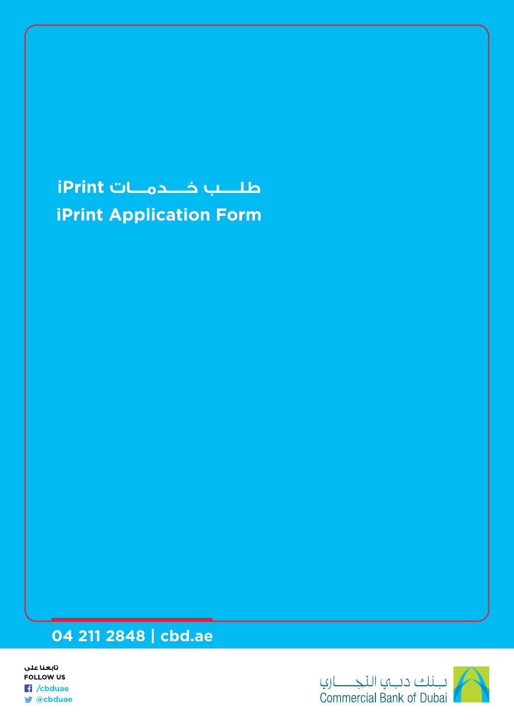# طلـــب خـــدمـــات iPrint

# iPrint Application Form

**04 211 2848 | cbd.ae**

تابعنا على
FOLLOW US
/cbduae
@cbduae

بـنك دبـي التجـــاري
Commercial Bank of Dubai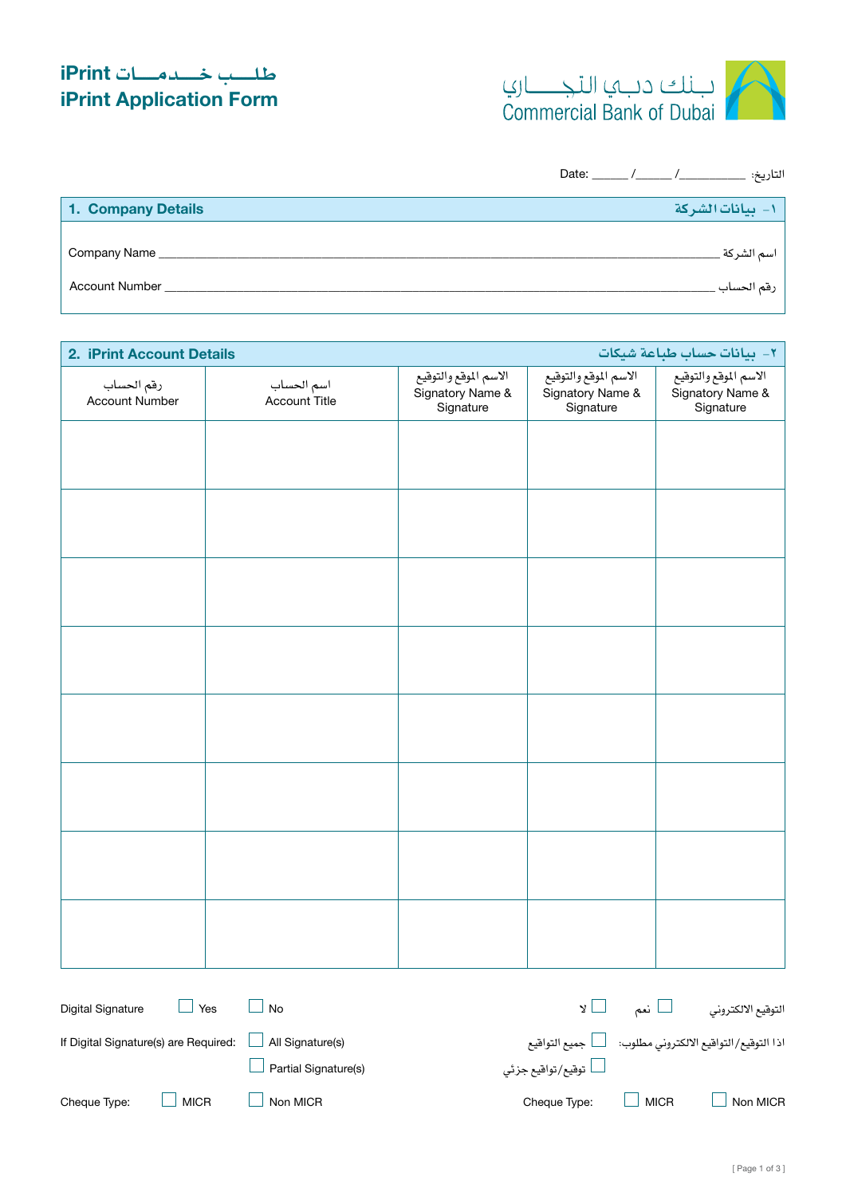# iPrint طلـــب خـــدمـــات
# iPrint Application Form

بـنـك دبـي التجـــــاري
Commercial Bank of Dubai

Date: ______ /______ /__________ :التاريخ

## 1. Company Details — ١- بيانات الشركة

Company Name ______________________________________________ اسم الشركة

Account Number ____________________________________________ رقم الحساب

## 2. iPrint Account Details — ٢- بيانات حساب طباعة شيكات

| رقم الحساب Account Number | اسم الحساب Account Title | الاسم الموقع والتوقيع Signatory Name & Signature | الاسم الموقع والتوقيع Signatory Name & Signature | الاسم الموقع والتوقيع Signatory Name & Signature |
|---|---|---|---|---|
| | | | | |
| | | | | |
| | | | | |
| | | | | |
| | | | | |
| | | | | |
| | | | | |
| | | | | |

Digital Signature ☐ Yes ☐ No — التوقيع الالكتروني ☐ نعم ☐ لا

If Digital Signature(s) are Required: ☐ All Signature(s) ☐ Partial Signature(s) — اذا التوقيع/التواقيع الالكتروني مطلوب: ☐ جميع التواقيع ☐ توقيع/تواقيع جزئي

Cheque Type: ☐ MICR ☐ Non MICR — Cheque Type: ☐ MICR ☐ Non MICR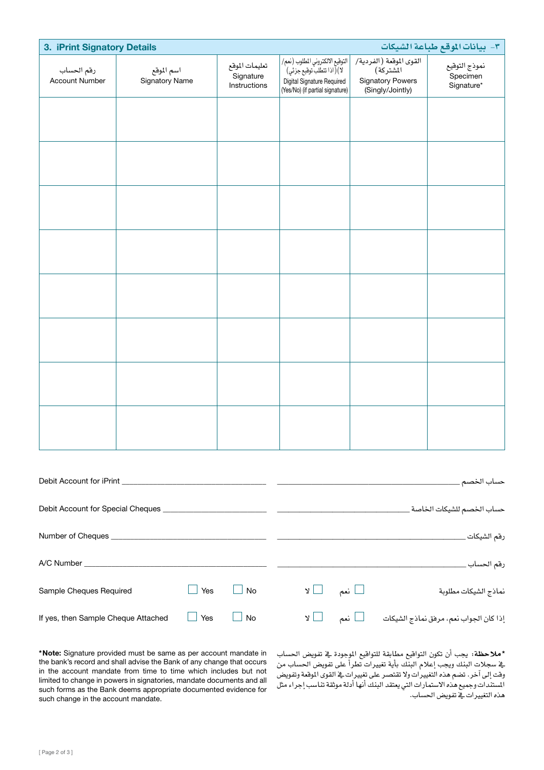## 3. iPrint Signatory Details ٣- بيانات الموقع طباعة الشيكات

| رقم الحساب<br>Account Number | اسم الموقع<br>Signatory Name | تعليمات الموقع<br>Signature Instructions | التوقيع الالكتروني المطلوب (نعم/لا) (اذا تتطلب توقيع جزئي)<br>Digital Signature Required (Yes/No) (if partial signature) | القوى الموقعة (الفردية/المشتركة)<br>Signatory Powers (Singly/Jointly) | نموذج التوقيع<br>Specimen Signature* |
|---|---|---|---|---|---|
| | | | | | |
| | | | | | |
| | | | | | |
| | | | | | |
| | | | | | |
| | | | | | |
| | | | | | |
| | | | | | |

Debit Account for iPrint ______________________ ______________________ حساب الخصم

Debit Account for Special Cheques ______________________ ______________________ حساب الخصم للشيكات الخاصة

Number of Cheques ______________________ ______________________ رقم الشيكات

A/C Number ______________________ ______________________ رقم الحساب

Sample Cheques Required ☐ Yes ☐ No ☐ لا ☐ نعم نماذج الشيكات مطلوبة

If yes, then Sample Cheque Attached ☐ Yes ☐ No ☐ لا ☐ نعم إذا كان الجواب نعم، مرفق نماذج الشيكات

***Note:** Signature provided must be same as per account mandate in the bank's record and shall advise the Bank of any change that occurs in the account mandate from time to time which includes but not limited to change in powers in signatories, mandate documents and all such forms as the Bank deems appropriate documented evidence for such change in the account mandate.

***ملاحظة:** يجب أن تكون التواقيع مطابقة للتواقيع الموجودة في تفويض الحساب في سجلات البنك ويجب إعلام البنك بأية تغييرات تطرأ على تفويض الحساب من وقت إلى آخر. تضم هذه التغييرات ولا تقتصر على تغييرات في القوى الموقعة وتفويض المستندات وجميع هذه الاستمارات التي يعتقد البنك أنها أدلة موثقة تناسب إجراء مثل هذه التغييرات في تفويض الحساب.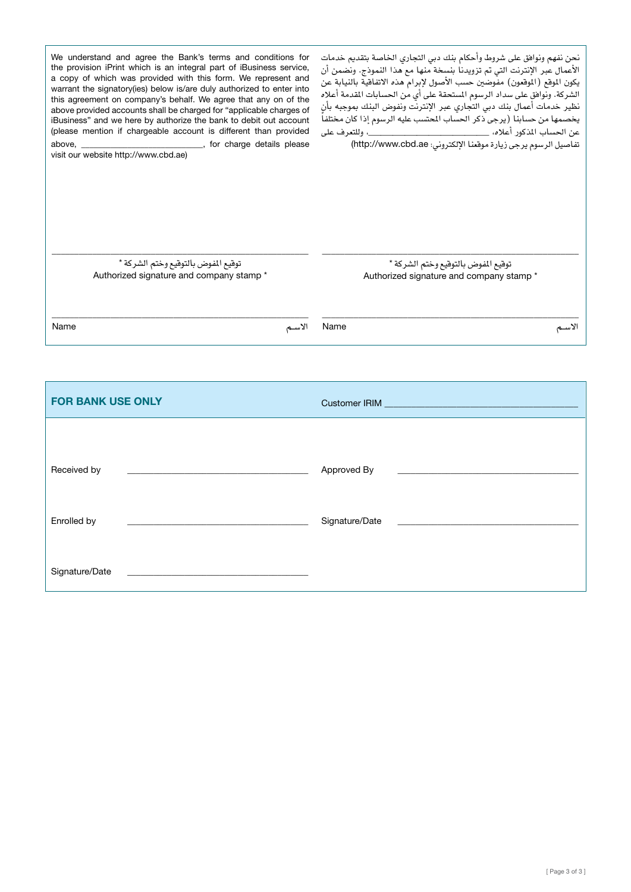We understand and agree the Bank's terms and conditions for the provision iPrint which is an integral part of iBusiness service, a copy of which was provided with this form. We represent and warrant the signatory(ies) below is/are duly authorized to enter into this agreement on company's behalf. We agree that any on of the above provided accounts shall be charged for "applicable charges of iBusiness" and we here by authorize the bank to debit out account (please mention if chargeable account is different than provided above, ___________________________, for charge details please visit our website http://www.cbd.ae)

نحن نفهم ونوافق على شروط وأحكام بنك دبي التجاري الخاصة بتقديم خدمات الأعمال عبر الإنترنت التي تم تزويدنا بنسخة منها مع هذا النموذج. ونضمن أن يكون الموقع (الموقعون) مفوضين حسب الأصول لإبرام هذه الاتفاقية بالنيابة عن الشركة. ونوافق على سداد الرسوم المستحقة على أي من الحسابات المقدمة أعلاه نظير خدمات أعمال بنك دبي التجاري عبر الإنترنت ونفوض البنك بموجبه بأن يخصمها من حسابنا (يرجى ذكر الحساب المحتسب عليه الرسوم إذا كان مختلفاً عن الحساب المذكور أعلاه، ___________________________، وللتعرف على تفاصيل الرسوم يرجى زيارة موقعنا الإلكتروني: http://www.cbd.ae)

| | |
|---|---|
| ___________________________ | ___________________________ |
| توقيع المفوض بالتوقيع وختم الشركة * | توقيع المفوض بالتوقيع وختم الشركة * |
| Authorized signature and company stamp * | Authorized signature and company stamp * |
| ___________________________ | ___________________________ |
| Name الاسم | Name الاسم |

## FOR BANK USE ONLY

Customer IRIM ___________________________

| | | | |
|---|---|---|---|
| Received by | ___________________________ | Approved By | ___________________________ |
| Enrolled by | ___________________________ | Signature/Date | ___________________________ |
| Signature/Date | ___________________________ | | |